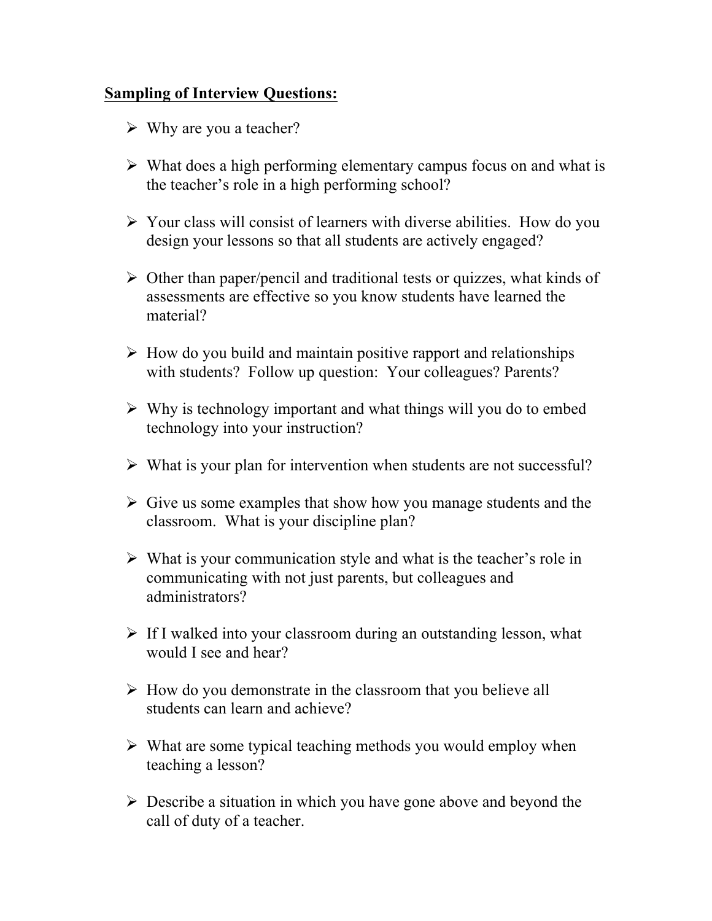**Sampling of Interview Questions:**

- Why are you a teacher?

- What does a high performing elementary campus focus on and what is the teacher's role in a high performing school?

- Your class will consist of learners with diverse abilities. How do you design your lessons so that all students are actively engaged?

- Other than paper/pencil and traditional tests or quizzes, what kinds of assessments are effective so you know students have learned the material?

- How do you build and maintain positive rapport and relationships with students? Follow up question: Your colleagues? Parents?

- Why is technology important and what things will you do to embed technology into your instruction?

- What is your plan for intervention when students are not successful?

- Give us some examples that show how you manage students and the classroom. What is your discipline plan?

- What is your communication style and what is the teacher's role in communicating with not just parents, but colleagues and administrators?

- If I walked into your classroom during an outstanding lesson, what would I see and hear?

- How do you demonstrate in the classroom that you believe all students can learn and achieve?

- What are some typical teaching methods you would employ when teaching a lesson?

- Describe a situation in which you have gone above and beyond the call of duty of a teacher.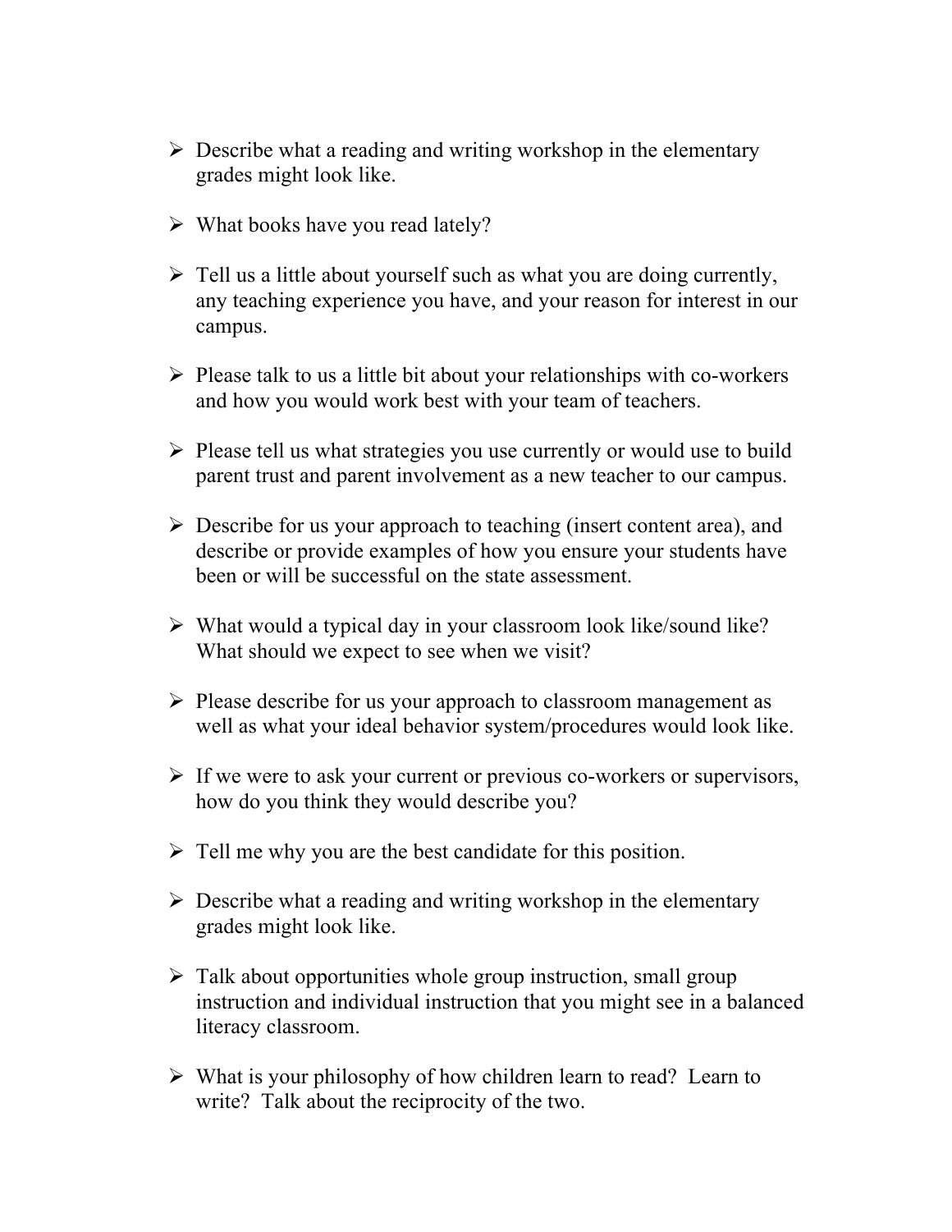- Describe what a reading and writing workshop in the elementary grades might look like.

- What books have you read lately?

- Tell us a little about yourself such as what you are doing currently, any teaching experience you have, and your reason for interest in our campus.

- Please talk to us a little bit about your relationships with co-workers and how you would work best with your team of teachers.

- Please tell us what strategies you use currently or would use to build parent trust and parent involvement as a new teacher to our campus.

- Describe for us your approach to teaching (insert content area), and describe or provide examples of how you ensure your students have been or will be successful on the state assessment.

- What would a typical day in your classroom look like/sound like? What should we expect to see when we visit?

- Please describe for us your approach to classroom management as well as what your ideal behavior system/procedures would look like.

- If we were to ask your current or previous co-workers or supervisors, how do you think they would describe you?

- Tell me why you are the best candidate for this position.

- Describe what a reading and writing workshop in the elementary grades might look like.

- Talk about opportunities whole group instruction, small group instruction and individual instruction that you might see in a balanced literacy classroom.

- What is your philosophy of how children learn to read? Learn to write? Talk about the reciprocity of the two.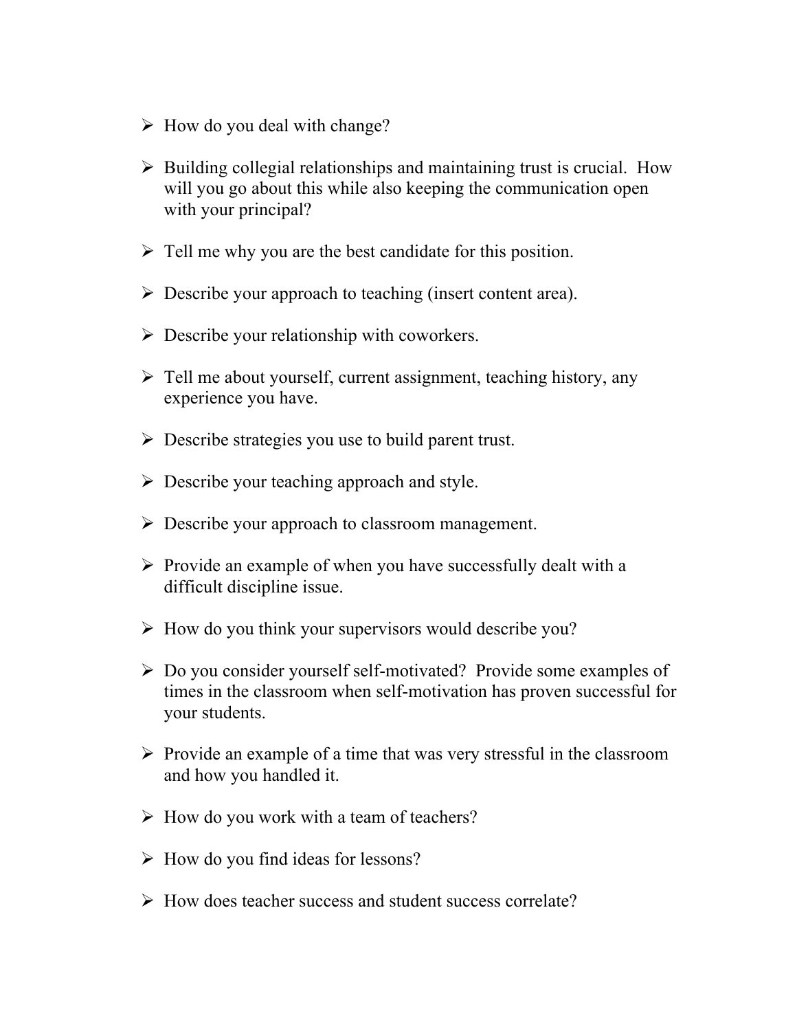- How do you deal with change?

- Building collegial relationships and maintaining trust is crucial. How will you go about this while also keeping the communication open with your principal?

- Tell me why you are the best candidate for this position.

- Describe your approach to teaching (insert content area).

- Describe your relationship with coworkers.

- Tell me about yourself, current assignment, teaching history, any experience you have.

- Describe strategies you use to build parent trust.

- Describe your teaching approach and style.

- Describe your approach to classroom management.

- Provide an example of when you have successfully dealt with a difficult discipline issue.

- How do you think your supervisors would describe you?

- Do you consider yourself self-motivated? Provide some examples of times in the classroom when self-motivation has proven successful for your students.

- Provide an example of a time that was very stressful in the classroom and how you handled it.

- How do you work with a team of teachers?

- How do you find ideas for lessons?

- How does teacher success and student success correlate?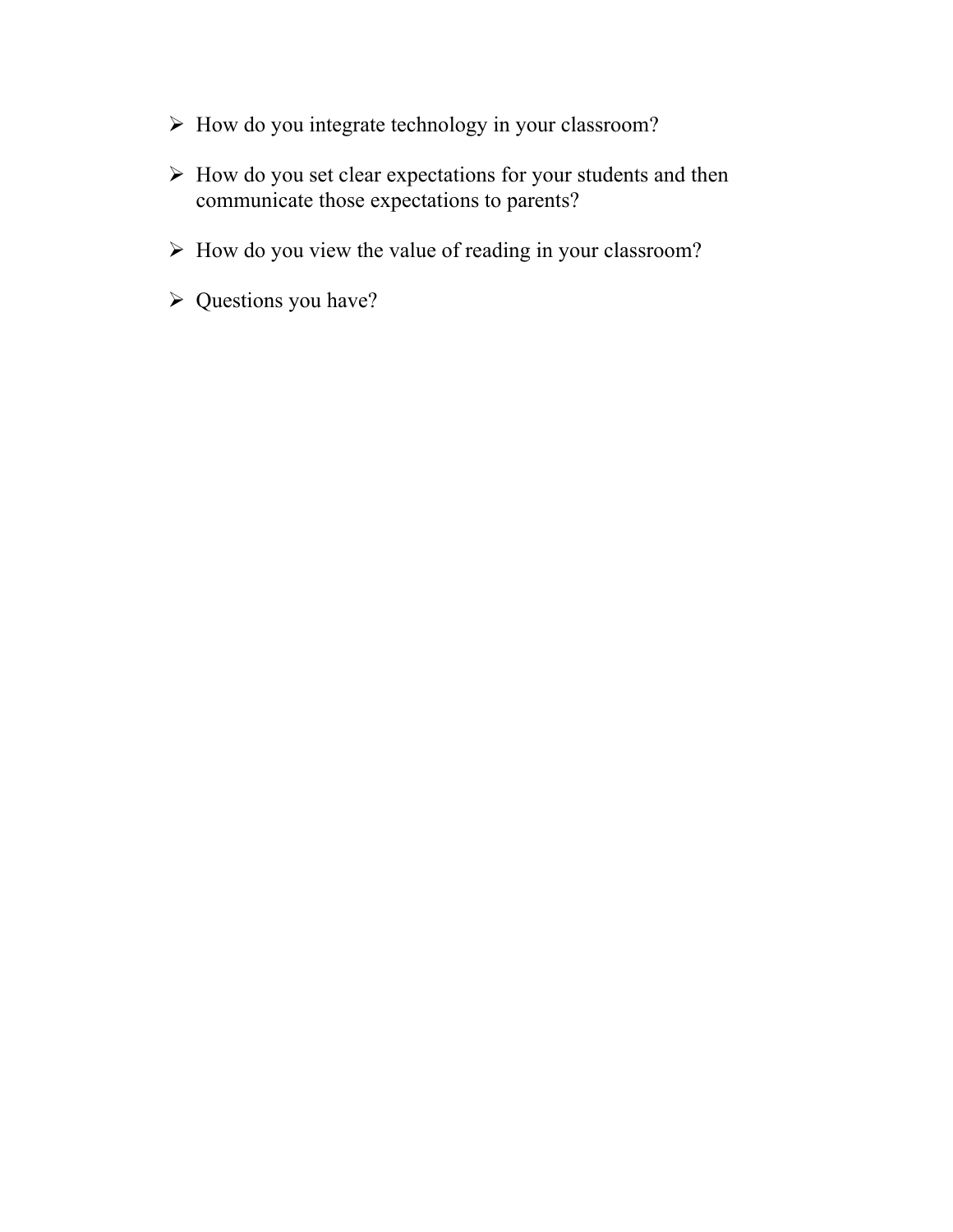- How do you integrate technology in your classroom?
- How do you set clear expectations for your students and then communicate those expectations to parents?
- How do you view the value of reading in your classroom?
- Questions you have?